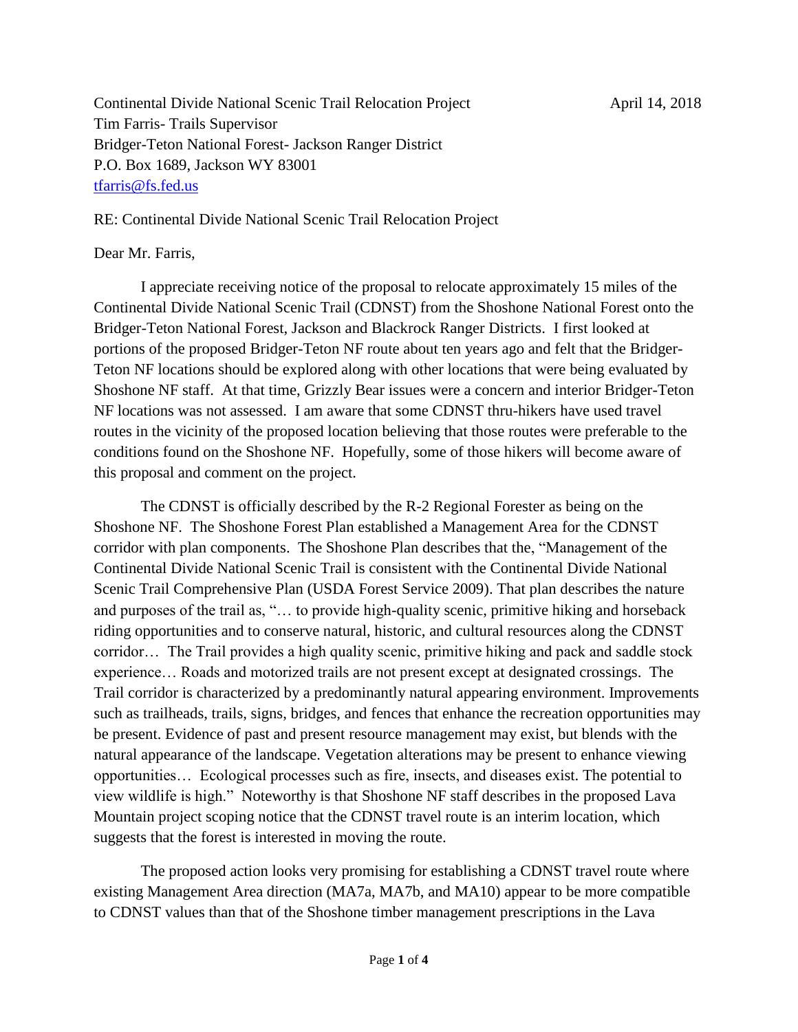Continental Divide National Scenic Trail Relocation Project April 14, 2018
Tim Farris- Trails Supervisor
Bridger-Teton National Forest- Jackson Ranger District
P.O. Box 1689, Jackson WY 83001
tfarris@fs.fed.us

RE: Continental Divide National Scenic Trail Relocation Project

Dear Mr. Farris,

I appreciate receiving notice of the proposal to relocate approximately 15 miles of the Continental Divide National Scenic Trail (CDNST) from the Shoshone National Forest onto the Bridger-Teton National Forest, Jackson and Blackrock Ranger Districts. I first looked at portions of the proposed Bridger-Teton NF route about ten years ago and felt that the Bridger-Teton NF locations should be explored along with other locations that were being evaluated by Shoshone NF staff. At that time, Grizzly Bear issues were a concern and interior Bridger-Teton NF locations was not assessed. I am aware that some CDNST thru-hikers have used travel routes in the vicinity of the proposed location believing that those routes were preferable to the conditions found on the Shoshone NF. Hopefully, some of those hikers will become aware of this proposal and comment on the project.

The CDNST is officially described by the R-2 Regional Forester as being on the Shoshone NF. The Shoshone Forest Plan established a Management Area for the CDNST corridor with plan components. The Shoshone Plan describes that the, "Management of the Continental Divide National Scenic Trail is consistent with the Continental Divide National Scenic Trail Comprehensive Plan (USDA Forest Service 2009). That plan describes the nature and purposes of the trail as, "… to provide high-quality scenic, primitive hiking and horseback riding opportunities and to conserve natural, historic, and cultural resources along the CDNST corridor… The Trail provides a high quality scenic, primitive hiking and pack and saddle stock experience… Roads and motorized trails are not present except at designated crossings. The Trail corridor is characterized by a predominantly natural appearing environment. Improvements such as trailheads, trails, signs, bridges, and fences that enhance the recreation opportunities may be present. Evidence of past and present resource management may exist, but blends with the natural appearance of the landscape. Vegetation alterations may be present to enhance viewing opportunities… Ecological processes such as fire, insects, and diseases exist. The potential to view wildlife is high." Noteworthy is that Shoshone NF staff describes in the proposed Lava Mountain project scoping notice that the CDNST travel route is an interim location, which suggests that the forest is interested in moving the route.

The proposed action looks very promising for establishing a CDNST travel route where existing Management Area direction (MA7a, MA7b, and MA10) appear to be more compatible to CDNST values than that of the Shoshone timber management prescriptions in the Lava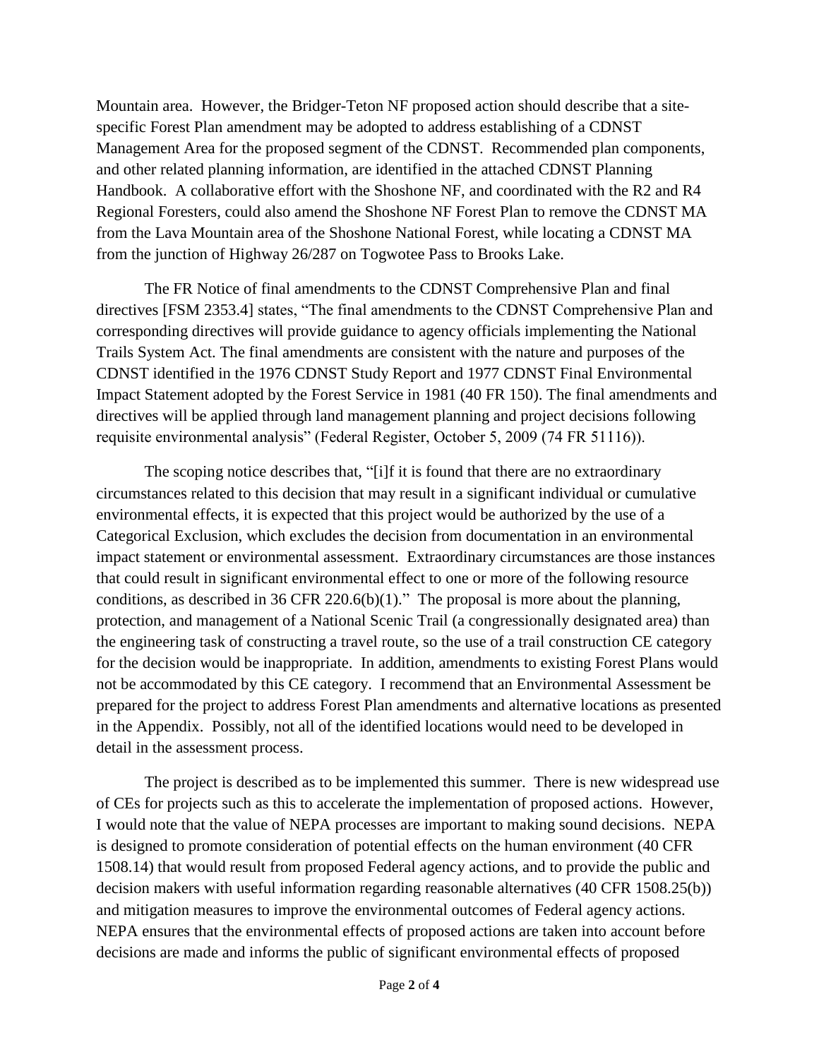Mountain area. However, the Bridger-Teton NF proposed action should describe that a site-specific Forest Plan amendment may be adopted to address establishing of a CDNST Management Area for the proposed segment of the CDNST. Recommended plan components, and other related planning information, are identified in the attached CDNST Planning Handbook. A collaborative effort with the Shoshone NF, and coordinated with the R2 and R4 Regional Foresters, could also amend the Shoshone NF Forest Plan to remove the CDNST MA from the Lava Mountain area of the Shoshone National Forest, while locating a CDNST MA from the junction of Highway 26/287 on Togwotee Pass to Brooks Lake.

The FR Notice of final amendments to the CDNST Comprehensive Plan and final directives [FSM 2353.4] states, "The final amendments to the CDNST Comprehensive Plan and corresponding directives will provide guidance to agency officials implementing the National Trails System Act. The final amendments are consistent with the nature and purposes of the CDNST identified in the 1976 CDNST Study Report and 1977 CDNST Final Environmental Impact Statement adopted by the Forest Service in 1981 (40 FR 150). The final amendments and directives will be applied through land management planning and project decisions following requisite environmental analysis" (Federal Register, October 5, 2009 (74 FR 51116)).

The scoping notice describes that, "[i]f it is found that there are no extraordinary circumstances related to this decision that may result in a significant individual or cumulative environmental effects, it is expected that this project would be authorized by the use of a Categorical Exclusion, which excludes the decision from documentation in an environmental impact statement or environmental assessment. Extraordinary circumstances are those instances that could result in significant environmental effect to one or more of the following resource conditions, as described in 36 CFR 220.6(b)(1)." The proposal is more about the planning, protection, and management of a National Scenic Trail (a congressionally designated area) than the engineering task of constructing a travel route, so the use of a trail construction CE category for the decision would be inappropriate. In addition, amendments to existing Forest Plans would not be accommodated by this CE category. I recommend that an Environmental Assessment be prepared for the project to address Forest Plan amendments and alternative locations as presented in the Appendix. Possibly, not all of the identified locations would need to be developed in detail in the assessment process.

The project is described as to be implemented this summer. There is new widespread use of CEs for projects such as this to accelerate the implementation of proposed actions. However, I would note that the value of NEPA processes are important to making sound decisions. NEPA is designed to promote consideration of potential effects on the human environment (40 CFR 1508.14) that would result from proposed Federal agency actions, and to provide the public and decision makers with useful information regarding reasonable alternatives (40 CFR 1508.25(b)) and mitigation measures to improve the environmental outcomes of Federal agency actions. NEPA ensures that the environmental effects of proposed actions are taken into account before decisions are made and informs the public of significant environmental effects of proposed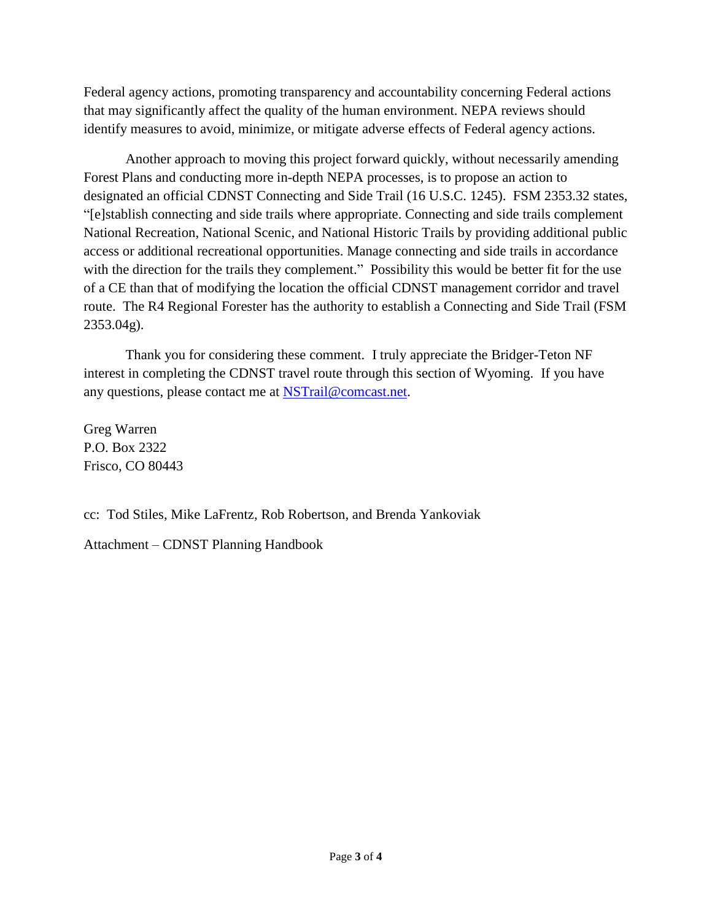Federal agency actions, promoting transparency and accountability concerning Federal actions that may significantly affect the quality of the human environment. NEPA reviews should identify measures to avoid, minimize, or mitigate adverse effects of Federal agency actions.

Another approach to moving this project forward quickly, without necessarily amending Forest Plans and conducting more in-depth NEPA processes, is to propose an action to designated an official CDNST Connecting and Side Trail (16 U.S.C. 1245). FSM 2353.32 states, "[e]stablish connecting and side trails where appropriate. Connecting and side trails complement National Recreation, National Scenic, and National Historic Trails by providing additional public access or additional recreational opportunities. Manage connecting and side trails in accordance with the direction for the trails they complement." Possibility this would be better fit for the use of a CE than that of modifying the location the official CDNST management corridor and travel route. The R4 Regional Forester has the authority to establish a Connecting and Side Trail (FSM 2353.04g).

Thank you for considering these comment. I truly appreciate the Bridger-Teton NF interest in completing the CDNST travel route through this section of Wyoming. If you have any questions, please contact me at NSTrail@comcast.net.

Greg Warren
P.O. Box 2322
Frisco, CO 80443

cc: Tod Stiles, Mike LaFrentz, Rob Robertson, and Brenda Yankoviak

Attachment – CDNST Planning Handbook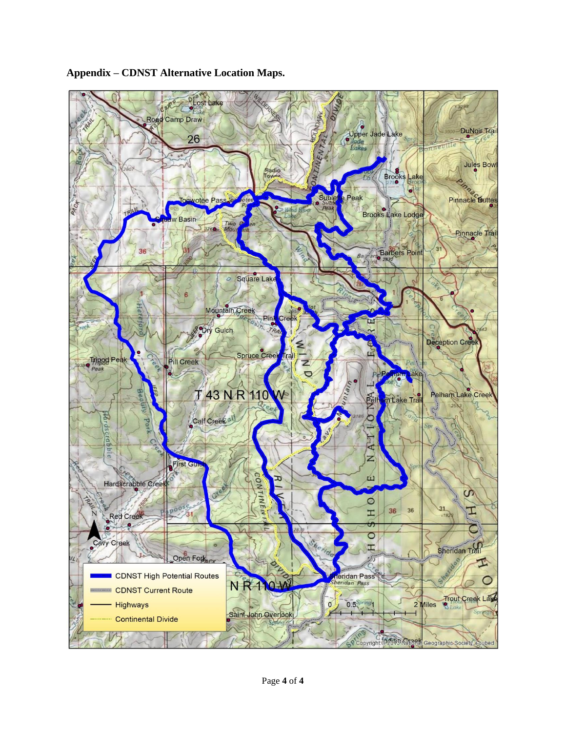**Appendix – CDNST Alternative Location Maps.**

Lost Lake
Road Camp Draw
26
Upper Jade Lake
DuNoir Trail
Jules Bowl
Brooks Lake
Togwotee Pass
Sublette Peak
Pinnacle Buttes
Squaw Basin
Brooks Lake Lodge
Pinnacle Trail
36
31
Barbers Point
Square Lake
Mountain Creek
Pink Creek
Dry Gulch
Deception Creek
Spruce Creek Trail
Tripod Peak
Pill Creek
Pelham Lake
T 43 N R 110 W
Pelham Lake Trail
Pelham Lake Creek
Calf Creek
First Gulch
Hardscrabble Creek
Red Creek
Cavy Creek
Sheridan Trail
Open Fork
Sheridan Pass
N R 110 W
Trout Creek Lake
Saint John Overlook
0 0.5 1 2 Miles

CDNST High Potential Routes
CDNST Current Route
Highways
Continental Divide

Copyright © 2013 National Geographic Society, i-cubed